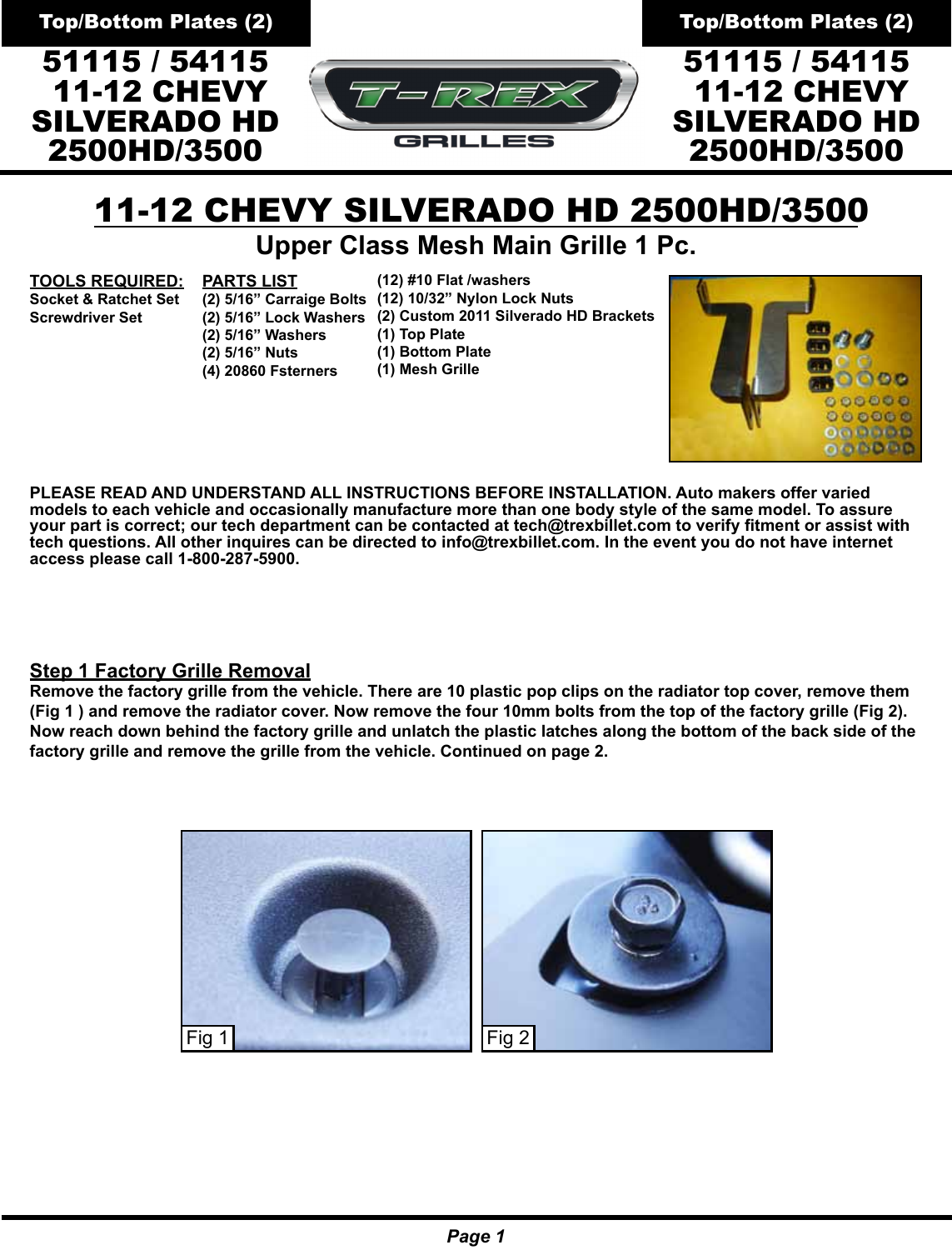Top/Bottom Plates (2)

**51115 / 54115**
**11-12 CHEVY SILVERADO HD 2500HD/3500**

# 11-12 CHEVY SILVERADO HD 2500HD/3500

## Upper Class Mesh Main Grille 1 Pc.

**TOOLS REQUIRED:**
- Socket & Ratchet Set
- Screwdriver Set

**PARTS LIST**
- (2) 5/16” Carraige Bolts
- (2) 5/16” Lock Washers
- (2) 5/16” Washers
- (2) 5/16” Nuts
- (4) 20860 Fsterners
- (12) #10 Flat /washers
- (12) 10/32” Nylon Lock Nuts
- (2) Custom 2011 Silverado HD Brackets
- (1) Top Plate
- (1) Bottom Plate
- (1) Mesh Grille

**PLEASE READ AND UNDERSTAND ALL INSTRUCTIONS BEFORE INSTALLATION. Auto makers offer varied models to each vehicle and occasionally manufacture more than one body style of the same model. To assure your part is correct; our tech department can be contacted at tech@trexbillet.com to verify fitment or assist with tech questions. All other inquires can be directed to info@trexbillet.com. In the event you do not have internet access please call 1-800-287-5900.**

### Step 1 Factory Grille Removal

**Remove the factory grille from the vehicle. There are 10 plastic pop clips on the radiator top cover, remove them (Fig 1 ) and remove the radiator cover. Now remove the four 10mm bolts from the top of the factory grille (Fig 2). Now reach down behind the factory grille and unlatch the plastic latches along the bottom of the back side of the factory grille and remove the grille from the vehicle. Continued on page 2.**

Fig 1

Fig 2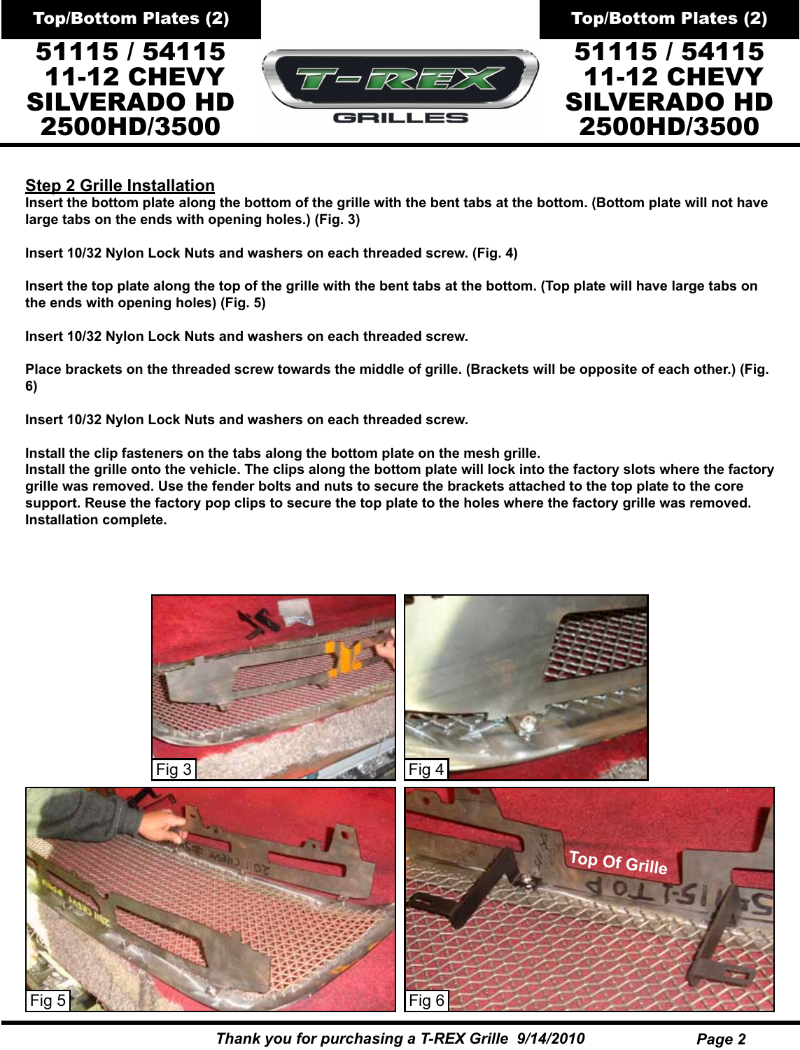## Step 2 Grille Installation

**Insert the bottom plate along the bottom of the grille with the bent tabs at the bottom. (Bottom plate will not have large tabs on the ends with opening holes.) (Fig. 3)**

**Insert 10/32 Nylon Lock Nuts and washers on each threaded screw. (Fig. 4)**

**Insert the top plate along the top of the grille with the bent tabs at the bottom. (Top plate will have large tabs on the ends with opening holes) (Fig. 5)**

**Insert 10/32 Nylon Lock Nuts and washers on each threaded screw.**

**Place brackets on the threaded screw towards the middle of grille. (Brackets will be opposite of each other.) (Fig. 6)**

**Insert 10/32 Nylon Lock Nuts and washers on each threaded screw.**

**Install the clip fasteners on the tabs along the bottom plate on the mesh grille.**
**Install the grille onto the vehicle. The clips along the bottom plate will lock into the factory slots where the factory grille was removed. Use the fender bolts and nuts to secure the brackets attached to the top plate to the core support. Reuse the factory pop clips to secure the top plate to the holes where the factory grille was removed. Installation complete.**

Fig 3

Fig 4

Fig 5

Top Of Grille

Fig 6

*Thank you for purchasing a T-REX Grille 9/14/2010*